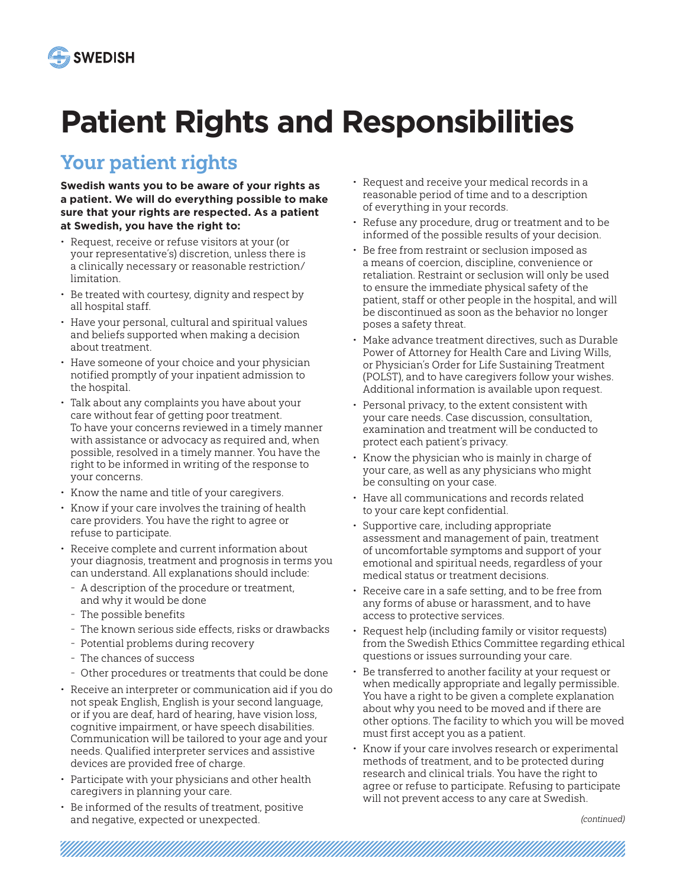SWEDISH

# Patient Rights and Responsibilities

## Your patient rights

**Swedish wants you to be aware of your rights as a patient. We will do everything possible to make sure that your rights are respected. As a patient at Swedish, you have the right to:**

- Request, receive or refuse visitors at your (or your representative's) discretion, unless there is a clinically necessary or reasonable restriction/limitation.
- Be treated with courtesy, dignity and respect by all hospital staff.
- Have your personal, cultural and spiritual values and beliefs supported when making a decision about treatment.
- Have someone of your choice and your physician notified promptly of your inpatient admission to the hospital.
- Talk about any complaints you have about your care without fear of getting poor treatment. To have your concerns reviewed in a timely manner with assistance or advocacy as required and, when possible, resolved in a timely manner. You have the right to be informed in writing of the response to your concerns.
- Know the name and title of your caregivers.
- Know if your care involves the training of health care providers. You have the right to agree or refuse to participate.
- Receive complete and current information about your diagnosis, treatment and prognosis in terms you can understand. All explanations should include:
  - A description of the procedure or treatment, and why it would be done
  - The possible benefits
  - The known serious side effects, risks or drawbacks
  - Potential problems during recovery
  - The chances of success
  - Other procedures or treatments that could be done
- Receive an interpreter or communication aid if you do not speak English, English is your second language, or if you are deaf, hard of hearing, have vision loss, cognitive impairment, or have speech disabilities. Communication will be tailored to your age and your needs. Qualified interpreter services and assistive devices are provided free of charge.
- Participate with your physicians and other health caregivers in planning your care.
- Be informed of the results of treatment, positive and negative, expected or unexpected.
- Request and receive your medical records in a reasonable period of time and to a description of everything in your records.
- Refuse any procedure, drug or treatment and to be informed of the possible results of your decision.
- Be free from restraint or seclusion imposed as a means of coercion, discipline, convenience or retaliation. Restraint or seclusion will only be used to ensure the immediate physical safety of the patient, staff or other people in the hospital, and will be discontinued as soon as the behavior no longer poses a safety threat.
- Make advance treatment directives, such as Durable Power of Attorney for Health Care and Living Wills, or Physician's Order for Life Sustaining Treatment (POLST), and to have caregivers follow your wishes. Additional information is available upon request.
- Personal privacy, to the extent consistent with your care needs. Case discussion, consultation, examination and treatment will be conducted to protect each patient's privacy.
- Know the physician who is mainly in charge of your care, as well as any physicians who might be consulting on your case.
- Have all communications and records related to your care kept confidential.
- Supportive care, including appropriate assessment and management of pain, treatment of uncomfortable symptoms and support of your emotional and spiritual needs, regardless of your medical status or treatment decisions.
- Receive care in a safe setting, and to be free from any forms of abuse or harassment, and to have access to protective services.
- Request help (including family or visitor requests) from the Swedish Ethics Committee regarding ethical questions or issues surrounding your care.
- Be transferred to another facility at your request or when medically appropriate and legally permissible. You have a right to be given a complete explanation about why you need to be moved and if there are other options. The facility to which you will be moved must first accept you as a patient.
- Know if your care involves research or experimental methods of treatment, and to be protected during research and clinical trials. You have the right to agree or refuse to participate. Refusing to participate will not prevent access to any care at Swedish.

*(continued)*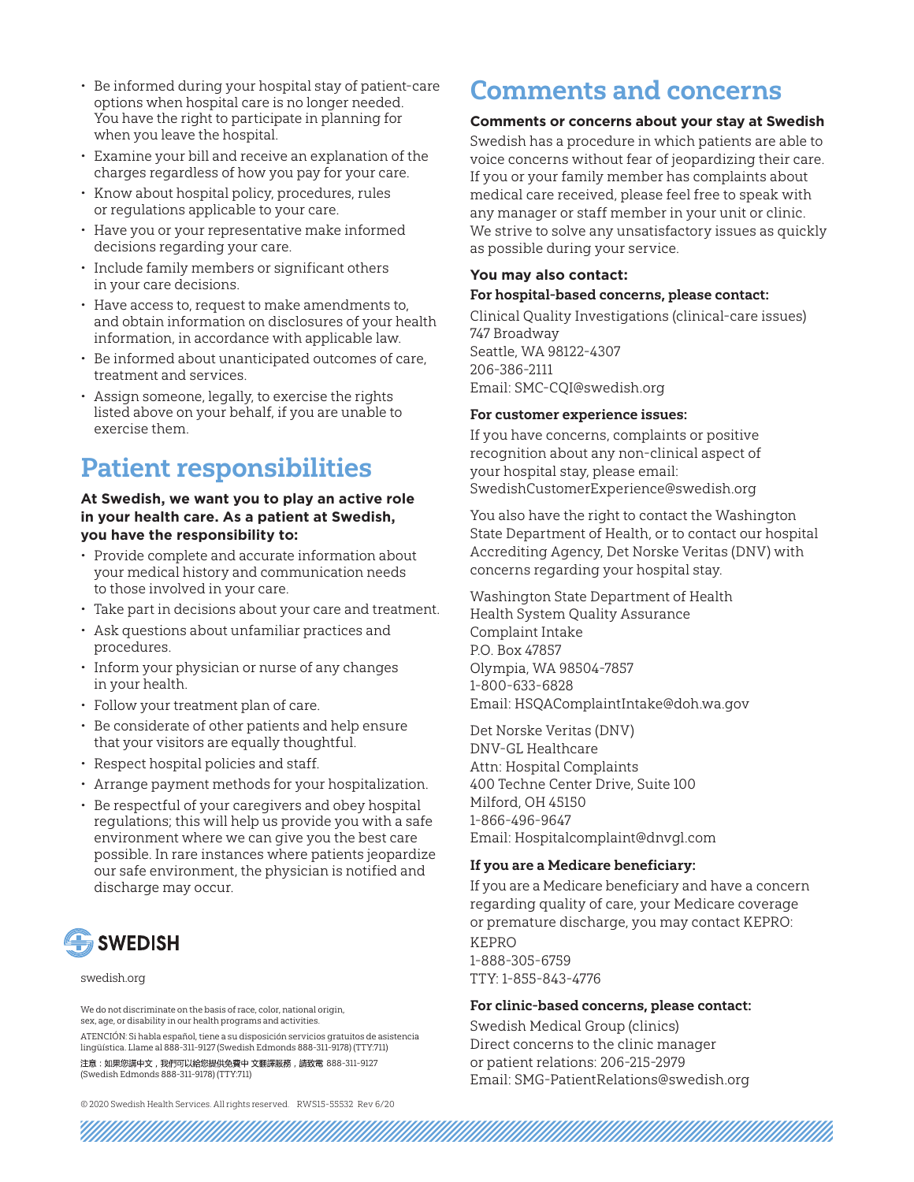- Be informed during your hospital stay of patient-care options when hospital care is no longer needed. You have the right to participate in planning for when you leave the hospital.
- Examine your bill and receive an explanation of the charges regardless of how you pay for your care.
- Know about hospital policy, procedures, rules or regulations applicable to your care.
- Have you or your representative make informed decisions regarding your care.
- Include family members or significant others in your care decisions.
- Have access to, request to make amendments to, and obtain information on disclosures of your health information, in accordance with applicable law.
- Be informed about unanticipated outcomes of care, treatment and services.
- Assign someone, legally, to exercise the rights listed above on your behalf, if you are unable to exercise them.

## Patient responsibilities

**At Swedish, we want you to play an active role in your health care. As a patient at Swedish, you have the responsibility to:**

- Provide complete and accurate information about your medical history and communication needs to those involved in your care.
- Take part in decisions about your care and treatment.
- Ask questions about unfamiliar practices and procedures.
- Inform your physician or nurse of any changes in your health.
- Follow your treatment plan of care.
- Be considerate of other patients and help ensure that your visitors are equally thoughtful.
- Respect hospital policies and staff.
- Arrange payment methods for your hospitalization.
- Be respectful of your caregivers and obey hospital regulations; this will help us provide you with a safe environment where we can give you the best care possible. In rare instances where patients jeopardize our safe environment, the physician is notified and discharge may occur.

**SWEDISH**

swedish.org

We do not discriminate on the basis of race, color, national origin, sex, age, or disability in our health programs and activities.

ATENCIÓN: Si habla español, tiene a su disposición servicios gratuitos de asistencia lingüística. Llame al 888-311-9127 (Swedish Edmonds 888-311-9178) (TTY:711)

注意：如果您講中文，我們可以給您提供免費中 文翻譯服務，請致電 888-311-9127 (Swedish Edmonds 888-311-9178) (TTY:711)

© 2020 Swedish Health Services. All rights reserved. RWS15-55532 Rev 6/20

## Comments and concerns

**Comments or concerns about your stay at Swedish**

Swedish has a procedure in which patients are able to voice concerns without fear of jeopardizing their care. If you or your family member has complaints about medical care received, please feel free to speak with any manager or staff member in your unit or clinic. We strive to solve any unsatisfactory issues as quickly as possible during your service.

**You may also contact:**

**For hospital-based concerns, please contact:**

Clinical Quality Investigations (clinical-care issues)
747 Broadway
Seattle, WA 98122-4307
206-386-2111
Email: SMC-CQI@swedish.org

**For customer experience issues:**

If you have concerns, complaints or positive recognition about any non-clinical aspect of your hospital stay, please email:
SwedishCustomerExperience@swedish.org

You also have the right to contact the Washington State Department of Health, or to contact our hospital Accrediting Agency, Det Norske Veritas (DNV) with concerns regarding your hospital stay.

Washington State Department of Health
Health System Quality Assurance
Complaint Intake
P.O. Box 47857
Olympia, WA 98504-7857
1-800-633-6828
Email: HSQAComplaintIntake@doh.wa.gov

Det Norske Veritas (DNV)
DNV-GL Healthcare
Attn: Hospital Complaints
400 Techne Center Drive, Suite 100
Milford, OH 45150
1-866-496-9647
Email: Hospitalcomplaint@dnvgl.com

**If you are a Medicare beneficiary:**

If you are a Medicare beneficiary and have a concern regarding quality of care, your Medicare coverage or premature discharge, you may contact KEPRO:
KEPRO
1-888-305-6759
TTY: 1-855-843-4776

**For clinic-based concerns, please contact:**

Swedish Medical Group (clinics)
Direct concerns to the clinic manager
or patient relations: 206-215-2979
Email: SMG-PatientRelations@swedish.org